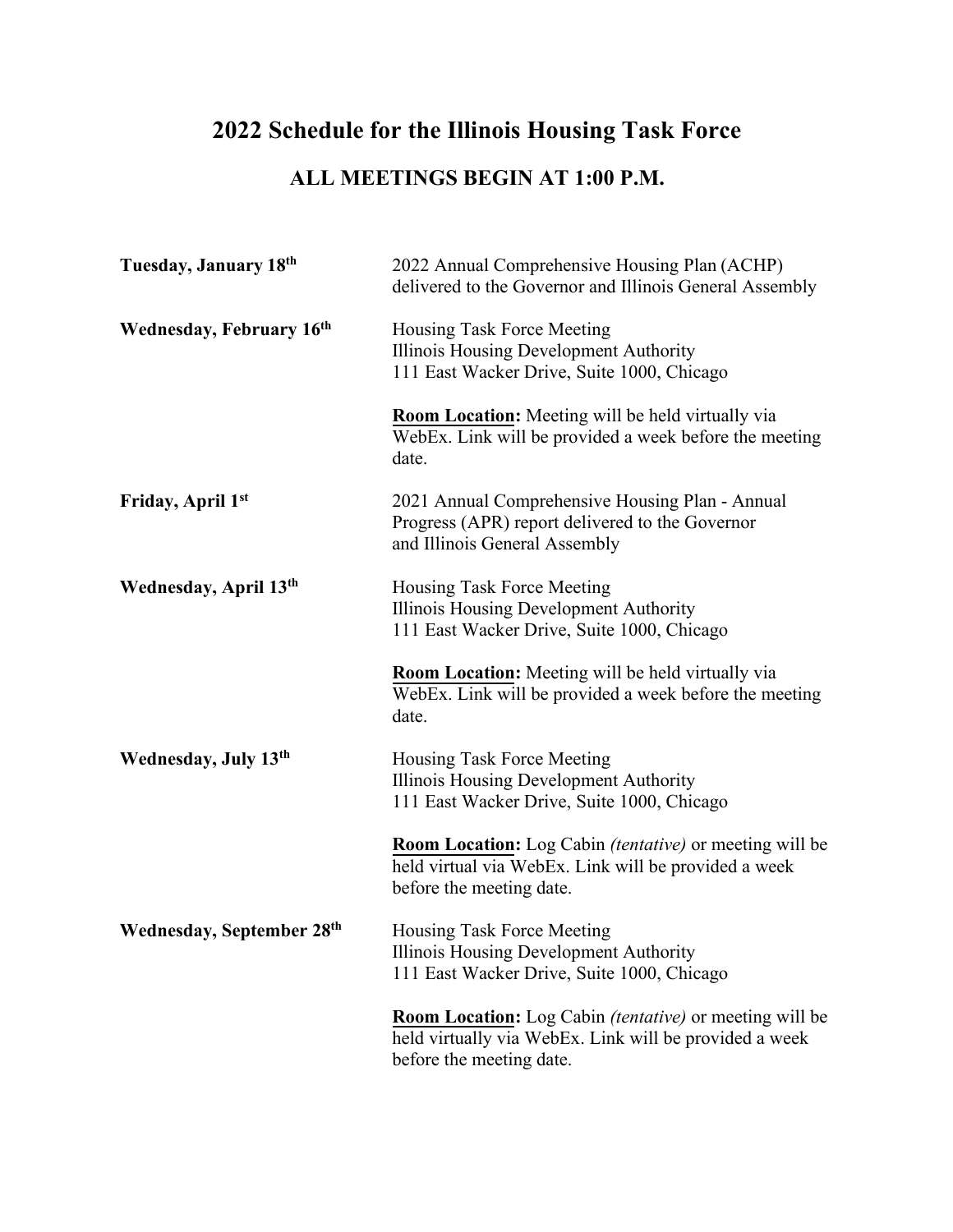# 2022 Schedule for the Illinois Housing Task Force

## ALL MEETINGS BEGIN AT 1:00 P.M.

**Tuesday, January 18th**

2022 Annual Comprehensive Housing Plan (ACHP) delivered to the Governor and Illinois General Assembly

**Wednesday, February 16th**

Housing Task Force Meeting
Illinois Housing Development Authority
111 East Wacker Drive, Suite 1000, Chicago

**Room Location:** Meeting will be held virtually via WebEx. Link will be provided a week before the meeting date.

**Friday, April 1st**

2021 Annual Comprehensive Housing Plan - Annual Progress (APR) report delivered to the Governor and Illinois General Assembly

**Wednesday, April 13th**

Housing Task Force Meeting
Illinois Housing Development Authority
111 East Wacker Drive, Suite 1000, Chicago

**Room Location:** Meeting will be held virtually via WebEx. Link will be provided a week before the meeting date.

**Wednesday, July 13th**

Housing Task Force Meeting
Illinois Housing Development Authority
111 East Wacker Drive, Suite 1000, Chicago

**Room Location:** Log Cabin *(tentative)* or meeting will be held virtual via WebEx. Link will be provided a week before the meeting date.

**Wednesday, September 28th**

Housing Task Force Meeting
Illinois Housing Development Authority
111 East Wacker Drive, Suite 1000, Chicago

**Room Location:** Log Cabin *(tentative)* or meeting will be held virtually via WebEx. Link will be provided a week before the meeting date.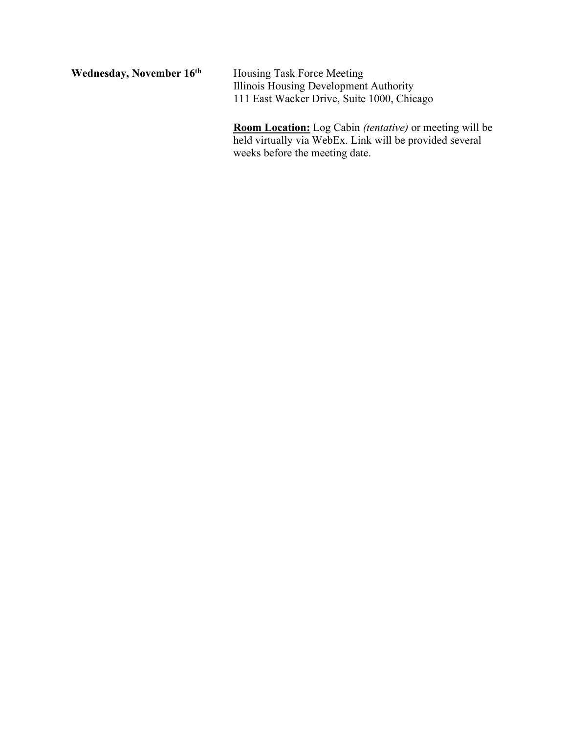**Wednesday, November 16th** Housing Task Force Meeting
Illinois Housing Development Authority
111 East Wacker Drive, Suite 1000, Chicago

**Room Location:** Log Cabin *(tentative)* or meeting will be held virtually via WebEx. Link will be provided several weeks before the meeting date.